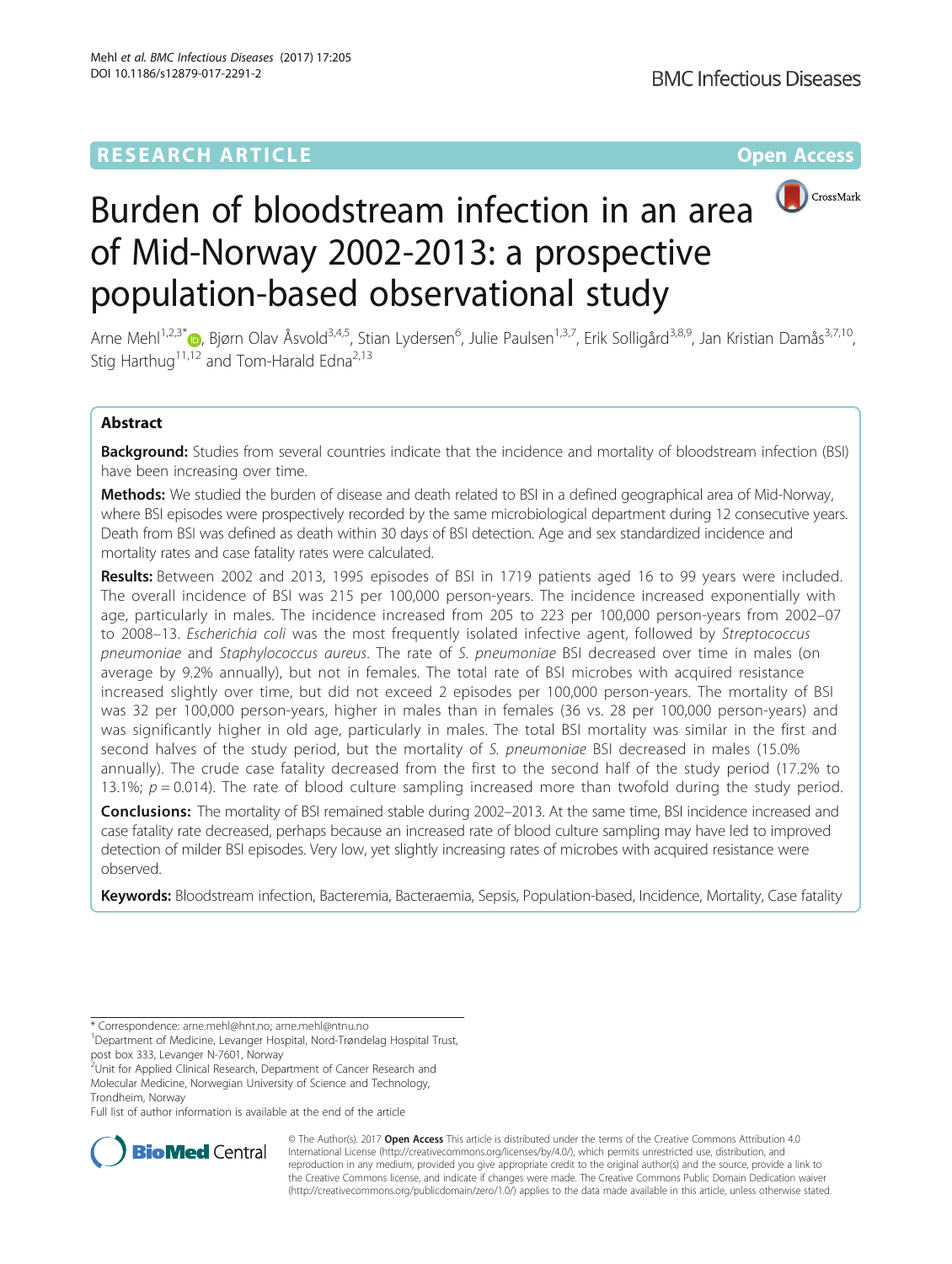RESEARCH ARTICLE

Open Access

# Burden of bloodstream infection in an area of Mid-Norway 2002-2013: a prospective population-based observational study

Arne Mehl[1,2,3*], Bjørn Olav Åsvold[3,4,5], Stian Lydersen[6], Julie Paulsen[1,3,7], Erik Solligård[3,8,9], Jan Kristian Damås[3,7,10], Stig Harthug[11,12] and Tom-Harald Edna[2,13]

## Abstract

**Background:** Studies from several countries indicate that the incidence and mortality of bloodstream infection (BSI) have been increasing over time.

**Methods:** We studied the burden of disease and death related to BSI in a defined geographical area of Mid-Norway, where BSI episodes were prospectively recorded by the same microbiological department during 12 consecutive years. Death from BSI was defined as death within 30 days of BSI detection. Age and sex standardized incidence and mortality rates and case fatality rates were calculated.

**Results:** Between 2002 and 2013, 1995 episodes of BSI in 1719 patients aged 16 to 99 years were included. The overall incidence of BSI was 215 per 100,000 person-years. The incidence increased exponentially with age, particularly in males. The incidence increased from 205 to 223 per 100,000 person-years from 2002–07 to 2008–13. *Escherichia coli* was the most frequently isolated infective agent, followed by *Streptococcus pneumoniae* and *Staphylococcus aureus*. The rate of *S. pneumoniae* BSI decreased over time in males (on average by 9.2% annually), but not in females. The total rate of BSI microbes with acquired resistance increased slightly over time, but did not exceed 2 episodes per 100,000 person-years. The mortality of BSI was 32 per 100,000 person-years, higher in males than in females (36 vs. 28 per 100,000 person-years) and was significantly higher in old age, particularly in males. The total BSI mortality was similar in the first and second halves of the study period, but the mortality of *S. pneumoniae* BSI decreased in males (15.0% annually). The crude case fatality decreased from the first to the second half of the study period (17.2% to 13.1%; $p = 0.014$). The rate of blood culture sampling increased more than twofold during the study period.

**Conclusions:** The mortality of BSI remained stable during 2002–2013. At the same time, BSI incidence increased and case fatality rate decreased, perhaps because an increased rate of blood culture sampling may have led to improved detection of milder BSI episodes. Very low, yet slightly increasing rates of microbes with acquired resistance were observed.

**Keywords:** Bloodstream infection, Bacteremia, Bacteraemia, Sepsis, Population-based, Incidence, Mortality, Case fatality

---

\* Correspondence: arne.mehl@hnt.no; arne.mehl@ntnu.no

[1] Department of Medicine, Levanger Hospital, Nord-Trøndelag Hospital Trust, post box 333, Levanger N-7601, Norway

[2] Unit for Applied Clinical Research, Department of Cancer Research and Molecular Medicine, Norwegian University of Science and Technology, Trondheim, Norway

Full list of author information is available at the end of the article

© The Author(s). 2017 **Open Access** This article is distributed under the terms of the Creative Commons Attribution 4.0 International License (http://creativecommons.org/licenses/by/4.0/), which permits unrestricted use, distribution, and reproduction in any medium, provided you give appropriate credit to the original author(s) and the source, provide a link to the Creative Commons license, and indicate if changes were made. The Creative Commons Public Domain Dedication waiver (http://creativecommons.org/publicdomain/zero/1.0/) applies to the data made available in this article, unless otherwise stated.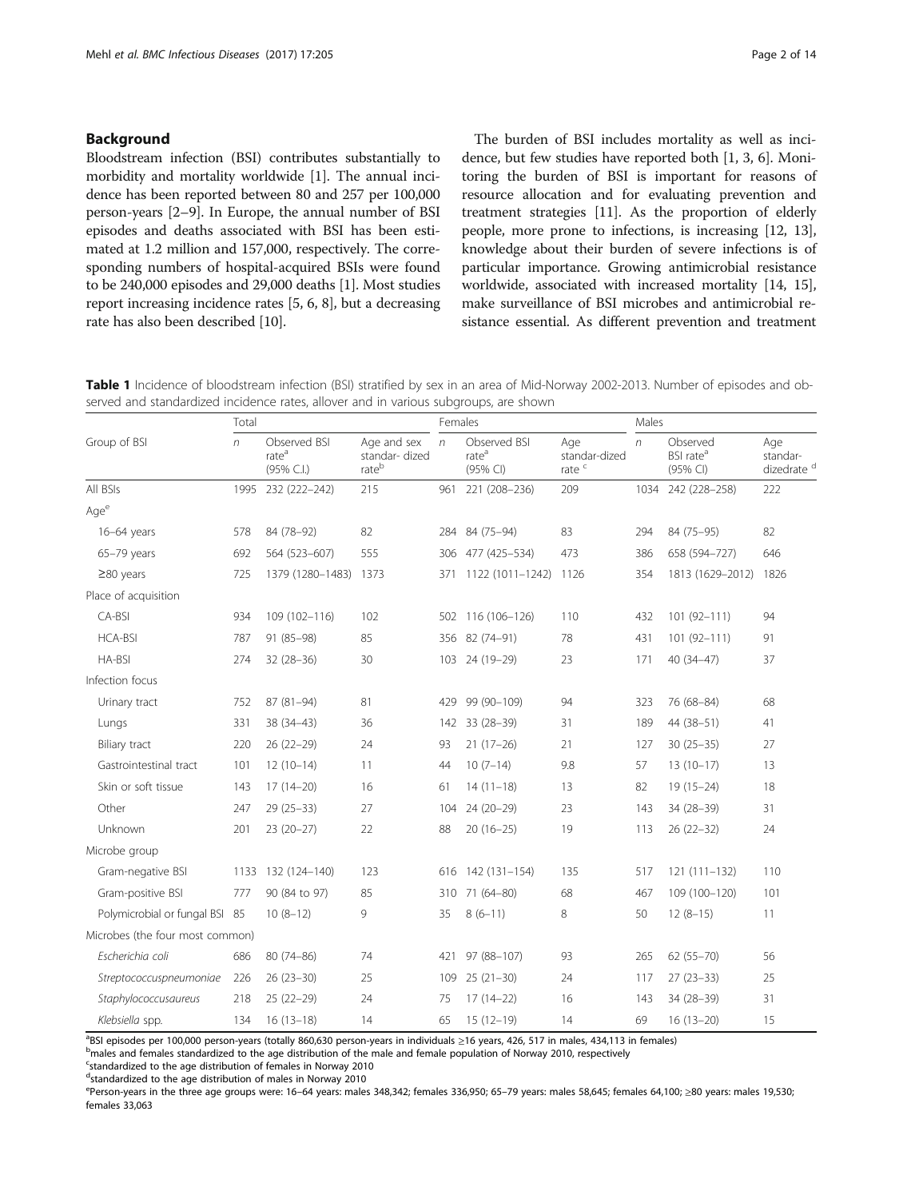## Background

Bloodstream infection (BSI) contributes substantially to morbidity and mortality worldwide [1]. The annual incidence has been reported between 80 and 257 per 100,000 person-years [2–9]. In Europe, the annual number of BSI episodes and deaths associated with BSI has been estimated at 1.2 million and 157,000, respectively. The corresponding numbers of hospital-acquired BSIs were found to be 240,000 episodes and 29,000 deaths [1]. Most studies report increasing incidence rates [5, 6, 8], but a decreasing rate has also been described [10].

The burden of BSI includes mortality as well as incidence, but few studies have reported both [1, 3, 6]. Monitoring the burden of BSI is important for reasons of resource allocation and for evaluating prevention and treatment strategies [11]. As the proportion of elderly people, more prone to infections, is increasing [12, 13], knowledge about their burden of severe infections is of particular importance. Growing antimicrobial resistance worldwide, associated with increased mortality [14, 15], make surveillance of BSI microbes and antimicrobial resistance essential. As different prevention and treatment

**Table 1** Incidence of bloodstream infection (BSI) stratified by sex in an area of Mid-Norway 2002-2013. Number of episodes and observed and standardized incidence rates, allover and in various subgroups, are shown

| Group of BSI | Total | | | Females | | | Males | | |
|---|---|---|---|---|---|---|---|---|---|
| | n | Observed BSI rate[a] (95% C.I.) | Age and sex standar- dized rate[b] | n | Observed BSI rate[a] (95% CI) | Age standar-dized rate [c] | n | Observed BSI rate[a] (95% CI) | Age standar-dizedrate [d] |
| All BSIs | 1995 | 232 (222–242) | 215 | 961 | 221 (208–236) | 209 | 1034 | 242 (228–258) | 222 |
| Age[e] | | | | | | | | | |
| 16–64 years | 578 | 84 (78–92) | 82 | 284 | 84 (75–94) | 83 | 294 | 84 (75–95) | 82 |
| 65–79 years | 692 | 564 (523–607) | 555 | 306 | 477 (425–534) | 473 | 386 | 658 (594–727) | 646 |
| ≥80 years | 725 | 1379 (1280–1483) | 1373 | 371 | 1122 (1011–1242) | 1126 | 354 | 1813 (1629–2012) | 1826 |
| Place of acquisition | | | | | | | | | |
| CA-BSI | 934 | 109 (102–116) | 102 | 502 | 116 (106–126) | 110 | 432 | 101 (92–111) | 94 |
| HCA-BSI | 787 | 91 (85–98) | 85 | 356 | 82 (74–91) | 78 | 431 | 101 (92–111) | 91 |
| HA-BSI | 274 | 32 (28–36) | 30 | 103 | 24 (19–29) | 23 | 171 | 40 (34–47) | 37 |
| Infection focus | | | | | | | | | |
| Urinary tract | 752 | 87 (81–94) | 81 | 429 | 99 (90–109) | 94 | 323 | 76 (68–84) | 68 |
| Lungs | 331 | 38 (34–43) | 36 | 142 | 33 (28–39) | 31 | 189 | 44 (38–51) | 41 |
| Biliary tract | 220 | 26 (22–29) | 24 | 93 | 21 (17–26) | 21 | 127 | 30 (25–35) | 27 |
| Gastrointestinal tract | 101 | 12 (10–14) | 11 | 44 | 10 (7–14) | 9.8 | 57 | 13 (10–17) | 13 |
| Skin or soft tissue | 143 | 17 (14–20) | 16 | 61 | 14 (11–18) | 13 | 82 | 19 (15–24) | 18 |
| Other | 247 | 29 (25–33) | 27 | 104 | 24 (20–29) | 23 | 143 | 34 (28–39) | 31 |
| Unknown | 201 | 23 (20–27) | 22 | 88 | 20 (16–25) | 19 | 113 | 26 (22–32) | 24 |
| Microbe group | | | | | | | | | |
| Gram-negative BSI | 1133 | 132 (124–140) | 123 | 616 | 142 (131–154) | 135 | 517 | 121 (111–132) | 110 |
| Gram-positive BSI | 777 | 90 (84 to 97) | 85 | 310 | 71 (64–80) | 68 | 467 | 109 (100–120) | 101 |
| Polymicrobial or fungal BSI | 85 | 10 (8–12) | 9 | 35 | 8 (6–11) | 8 | 50 | 12 (8–15) | 11 |
| Microbes (the four most common) | | | | | | | | | |
| *Escherichia coli* | 686 | 80 (74–86) | 74 | 421 | 97 (88–107) | 93 | 265 | 62 (55–70) | 56 |
| *Streptococcuspneumoniae* | 226 | 26 (23–30) | 25 | 109 | 25 (21–30) | 24 | 117 | 27 (23–33) | 25 |
| *Staphylococcusaureus* | 218 | 25 (22–29) | 24 | 75 | 17 (14–22) | 16 | 143 | 34 (28–39) | 31 |
| *Klebsiella* spp. | 134 | 16 (13–18) | 14 | 65 | 15 (12–19) | 14 | 69 | 16 (13–20) | 15 |

[a]BSI episodes per 100,000 person-years (totally 860,630 person-years in individuals ≥16 years, 426, 517 in males, 434,113 in females)
[b]males and females standardized to the age distribution of the male and female population of Norway 2010, respectively
[c]standardized to the age distribution of females in Norway 2010
[d]standardized to the age distribution of males in Norway 2010
[e]Person-years in the three age groups were: 16–64 years: males 348,342; females 336,950; 65–79 years: males 58,645; females 64,100; ≥80 years: males 19,530; females 33,063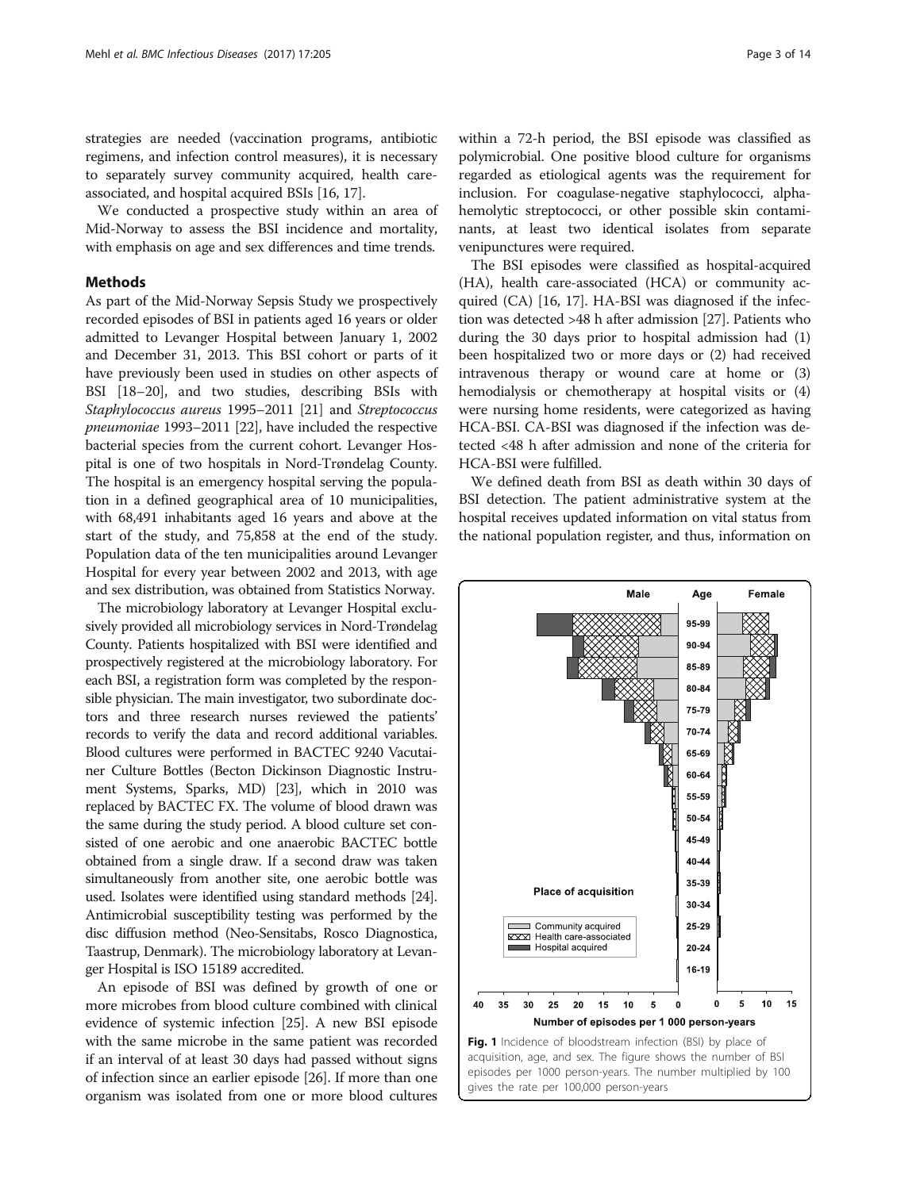strategies are needed (vaccination programs, antibiotic regimens, and infection control measures), it is necessary to separately survey community acquired, health care-associated, and hospital acquired BSIs [16, 17].

We conducted a prospective study within an area of Mid-Norway to assess the BSI incidence and mortality, with emphasis on age and sex differences and time trends.

## Methods

As part of the Mid-Norway Sepsis Study we prospectively recorded episodes of BSI in patients aged 16 years or older admitted to Levanger Hospital between January 1, 2002 and December 31, 2013. This BSI cohort or parts of it have previously been used in studies on other aspects of BSI [18–20], and two studies, describing BSIs with *Staphylococcus aureus* 1995–2011 [21] and *Streptococcus pneumoniae* 1993–2011 [22], have included the respective bacterial species from the current cohort. Levanger Hospital is one of two hospitals in Nord-Trøndelag County. The hospital is an emergency hospital serving the population in a defined geographical area of 10 municipalities, with 68,491 inhabitants aged 16 years and above at the start of the study, and 75,858 at the end of the study. Population data of the ten municipalities around Levanger Hospital for every year between 2002 and 2013, with age and sex distribution, was obtained from Statistics Norway.

The microbiology laboratory at Levanger Hospital exclusively provided all microbiology services in Nord-Trøndelag County. Patients hospitalized with BSI were identified and prospectively registered at the microbiology laboratory. For each BSI, a registration form was completed by the responsible physician. The main investigator, two subordinate doctors and three research nurses reviewed the patients' records to verify the data and record additional variables. Blood cultures were performed in BACTEC 9240 Vacutainer Culture Bottles (Becton Dickinson Diagnostic Instrument Systems, Sparks, MD) [23], which in 2010 was replaced by BACTEC FX. The volume of blood drawn was the same during the study period. A blood culture set consisted of one aerobic and one anaerobic BACTEC bottle obtained from a single draw. If a second draw was taken simultaneously from another site, one aerobic bottle was used. Isolates were identified using standard methods [24]. Antimicrobial susceptibility testing was performed by the disc diffusion method (Neo-Sensitabs, Rosco Diagnostica, Taastrup, Denmark). The microbiology laboratory at Levanger Hospital is ISO 15189 accredited.

An episode of BSI was defined by growth of one or more microbes from blood culture combined with clinical evidence of systemic infection [25]. A new BSI episode with the same microbe in the same patient was recorded if an interval of at least 30 days had passed without signs of infection since an earlier episode [26]. If more than one organism was isolated from one or more blood cultures within a 72-h period, the BSI episode was classified as polymicrobial. One positive blood culture for organisms regarded as etiological agents was the requirement for inclusion. For coagulase-negative staphylococci, alpha-hemolytic streptococci, or other possible skin contaminants, at least two identical isolates from separate venipunctures were required.

The BSI episodes were classified as hospital-acquired (HA), health care-associated (HCA) or community acquired (CA) [16, 17]. HA-BSI was diagnosed if the infection was detected >48 h after admission [27]. Patients who during the 30 days prior to hospital admission had (1) been hospitalized two or more days or (2) had received intravenous therapy or wound care at home or (3) hemodialysis or chemotherapy at hospital visits or (4) were nursing home residents, were categorized as having HCA-BSI. CA-BSI was diagnosed if the infection was detected <48 h after admission and none of the criteria for HCA-BSI were fulfilled.

We defined death from BSI as death within 30 days of BSI detection. The patient administrative system at the hospital receives updated information on vital status from the national population register, and thus, information on

**Fig. 1** Incidence of bloodstream infection (BSI) by place of acquisition, age, and sex. The figure shows the number of BSI episodes per 1000 person-years. The number multiplied by 100 gives the rate per 100,000 person-years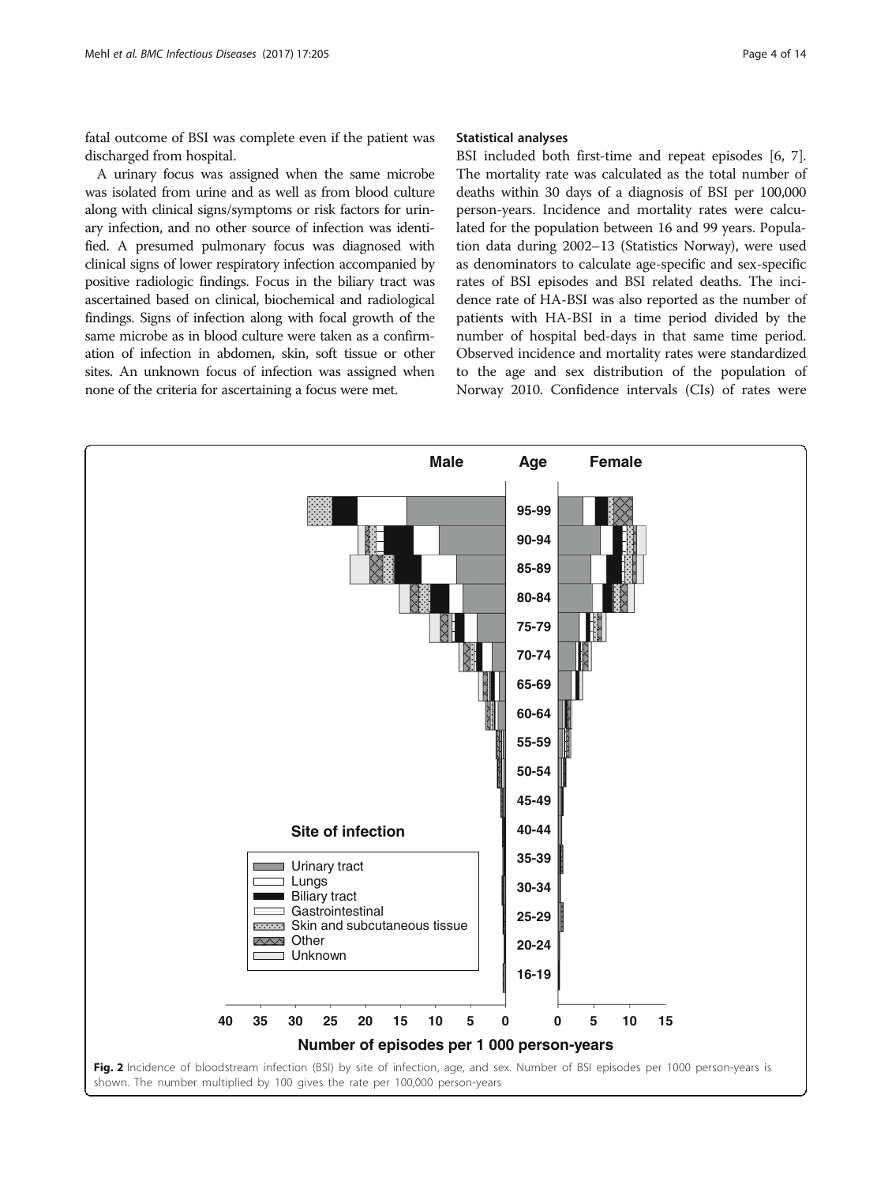fatal outcome of BSI was complete even if the patient was discharged from hospital.

A urinary focus was assigned when the same microbe was isolated from urine and as well as from blood culture along with clinical signs/symptoms or risk factors for urinary infection, and no other source of infection was identified. A presumed pulmonary focus was diagnosed with clinical signs of lower respiratory infection accompanied by positive radiologic findings. Focus in the biliary tract was ascertained based on clinical, biochemical and radiological findings. Signs of infection along with focal growth of the same microbe as in blood culture were taken as a confirmation of infection in abdomen, skin, soft tissue or other sites. An unknown focus of infection was assigned when none of the criteria for ascertaining a focus were met.

### Statistical analyses

BSI included both first-time and repeat episodes [6, 7]. The mortality rate was calculated as the total number of deaths within 30 days of a diagnosis of BSI per 100,000 person-years. Incidence and mortality rates were calculated for the population between 16 and 99 years. Population data during 2002–13 (Statistics Norway), were used as denominators to calculate age-specific and sex-specific rates of BSI episodes and BSI related deaths. The incidence rate of HA-BSI was also reported as the number of patients with HA-BSI in a time period divided by the number of hospital bed-days in that same time period. Observed incidence and mortality rates were standardized to the age and sex distribution of the population of Norway 2010. Confidence intervals (CIs) of rates were

**Fig. 2** Incidence of bloodstream infection (BSI) by site of infection, age, and sex. Number of BSI episodes per 1000 person-years is shown. The number multiplied by 100 gives the rate per 100,000 person-years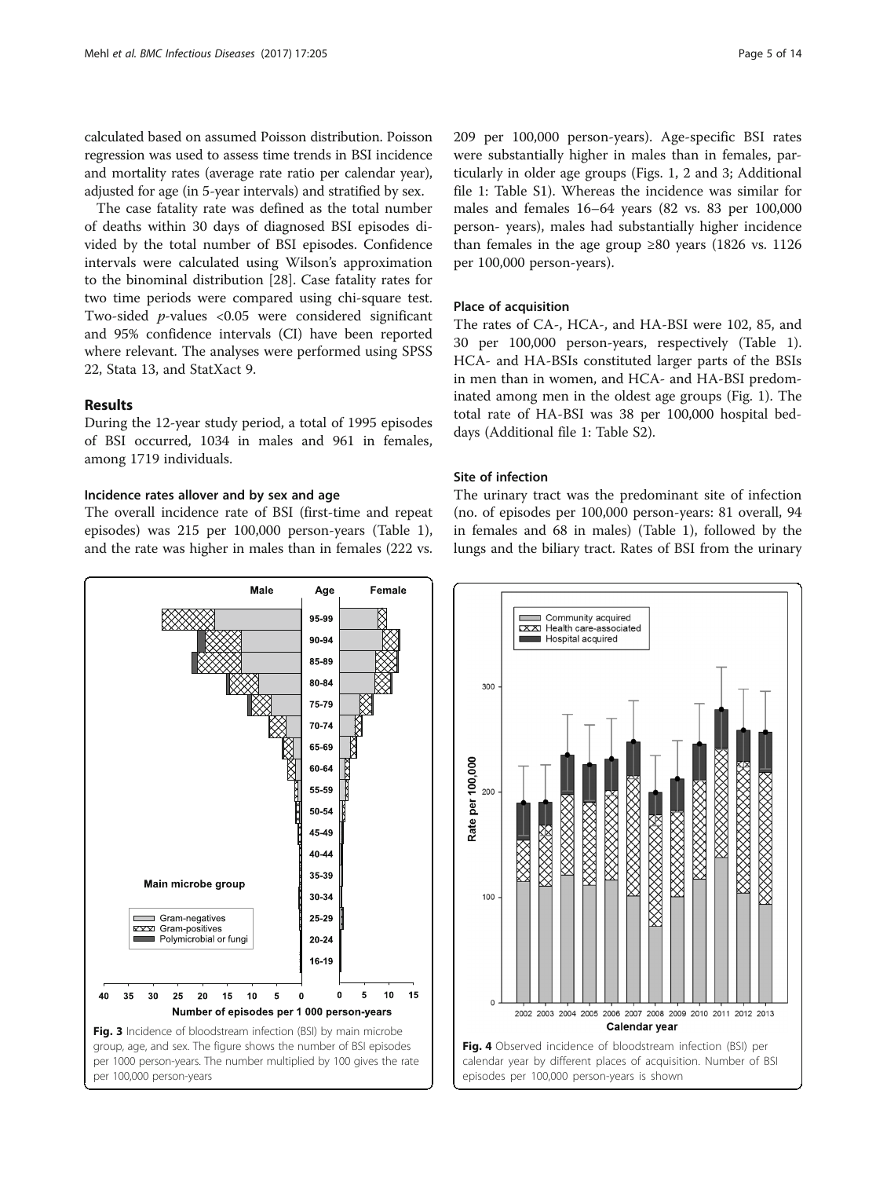calculated based on assumed Poisson distribution. Poisson regression was used to assess time trends in BSI incidence and mortality rates (average rate ratio per calendar year), adjusted for age (in 5-year intervals) and stratified by sex.

The case fatality rate was defined as the total number of deaths within 30 days of diagnosed BSI episodes divided by the total number of BSI episodes. Confidence intervals were calculated using Wilson's approximation to the binominal distribution [28]. Case fatality rates for two time periods were compared using chi-square test. Two-sided $p$-values <0.05 were considered significant and 95% confidence intervals (CI) have been reported where relevant. The analyses were performed using SPSS 22, Stata 13, and StatXact 9.

## Results

During the 12-year study period, a total of 1995 episodes of BSI occurred, 1034 in males and 961 in females, among 1719 individuals.

### Incidence rates allover and by sex and age

The overall incidence rate of BSI (first-time and repeat episodes) was 215 per 100,000 person-years (Table 1), and the rate was higher in males than in females (222 vs. 209 per 100,000 person-years). Age-specific BSI rates were substantially higher in males than in females, particularly in older age groups (Figs. 1, 2 and 3; Additional file 1: Table S1). Whereas the incidence was similar for males and females 16–64 years (82 vs. 83 per 100,000 person- years), males had substantially higher incidence than females in the age group ≥80 years (1826 vs. 1126 per 100,000 person-years).

### Place of acquisition

The rates of CA-, HCA-, and HA-BSI were 102, 85, and 30 per 100,000 person-years, respectively (Table 1). HCA- and HA-BSIs constituted larger parts of the BSIs in men than in women, and HCA- and HA-BSI predominated among men in the oldest age groups (Fig. 1). The total rate of HA-BSI was 38 per 100,000 hospital bed-days (Additional file 1: Table S2).

### Site of infection

The urinary tract was the predominant site of infection (no. of episodes per 100,000 person-years: 81 overall, 94 in females and 68 in males) (Table 1), followed by the lungs and the biliary tract. Rates of BSI from the urinary

**Fig. 3** Incidence of bloodstream infection (BSI) by main microbe group, age, and sex. The figure shows the number of BSI episodes per 1000 person-years. The number multiplied by 100 gives the rate per 100,000 person-years

**Fig. 4** Observed incidence of bloodstream infection (BSI) per calendar year by different places of acquisition. Number of BSI episodes per 100,000 person-years is shown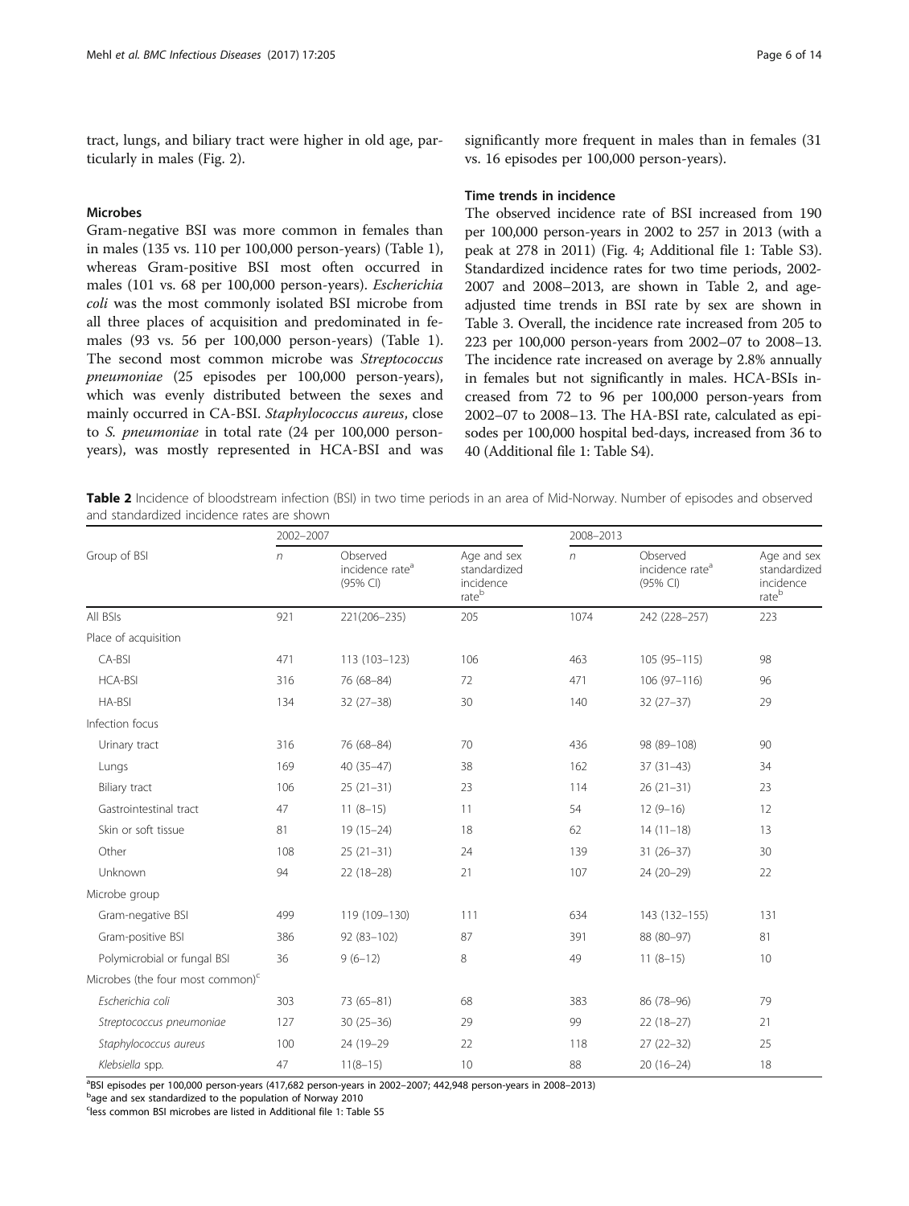tract, lungs, and biliary tract were higher in old age, particularly in males (Fig. 2).

### Microbes

Gram-negative BSI was more common in females than in males (135 vs. 110 per 100,000 person-years) (Table 1), whereas Gram-positive BSI most often occurred in males (101 vs. 68 per 100,000 person-years). *Escherichia coli* was the most commonly isolated BSI microbe from all three places of acquisition and predominated in females (93 vs. 56 per 100,000 person-years) (Table 1). The second most common microbe was *Streptococcus pneumoniae* (25 episodes per 100,000 person-years), which was evenly distributed between the sexes and mainly occurred in CA-BSI. *Staphylococcus aureus*, close to *S. pneumoniae* in total rate (24 per 100,000 person-years), was mostly represented in HCA-BSI and was significantly more frequent in males than in females (31 vs. 16 episodes per 100,000 person-years).

### Time trends in incidence

The observed incidence rate of BSI increased from 190 per 100,000 person-years in 2002 to 257 in 2013 (with a peak at 278 in 2011) (Fig. 4; Additional file 1: Table S3). Standardized incidence rates for two time periods, 2002-2007 and 2008–2013, are shown in Table 2, and age-adjusted time trends in BSI rate by sex are shown in Table 3. Overall, the incidence rate increased from 205 to 223 per 100,000 person-years from 2002–07 to 2008–13. The incidence rate increased on average by 2.8% annually in females but not significantly in males. HCA-BSIs increased from 72 to 96 per 100,000 person-years from 2002–07 to 2008–13. The HA-BSI rate, calculated as episodes per 100,000 hospital bed-days, increased from 36 to 40 (Additional file 1: Table S4).

**Table 2** Incidence of bloodstream infection (BSI) in two time periods in an area of Mid-Norway. Number of episodes and observed and standardized incidence rates are shown

| Group of BSI | 2002–2007 | | | 2008–2013 | | |
|---|---|---|---|---|---|---|
| | *n* | Observed incidence rate[a] (95% CI) | Age and sex standardized incidence rate[b] | *n* | Observed incidence rate[a] (95% CI) | Age and sex standardized incidence rate[b] |
| All BSIs | 921 | 221(206–235) | 205 | 1074 | 242 (228–257) | 223 |
| Place of acquisition | | | | | | |
| CA-BSI | 471 | 113 (103–123) | 106 | 463 | 105 (95–115) | 98 |
| HCA-BSI | 316 | 76 (68–84) | 72 | 471 | 106 (97–116) | 96 |
| HA-BSI | 134 | 32 (27–38) | 30 | 140 | 32 (27–37) | 29 |
| Infection focus | | | | | | |
| Urinary tract | 316 | 76 (68–84) | 70 | 436 | 98 (89–108) | 90 |
| Lungs | 169 | 40 (35–47) | 38 | 162 | 37 (31–43) | 34 |
| Biliary tract | 106 | 25 (21–31) | 23 | 114 | 26 (21–31) | 23 |
| Gastrointestinal tract | 47 | 11 (8–15) | 11 | 54 | 12 (9–16) | 12 |
| Skin or soft tissue | 81 | 19 (15–24) | 18 | 62 | 14 (11–18) | 13 |
| Other | 108 | 25 (21–31) | 24 | 139 | 31 (26–37) | 30 |
| Unknown | 94 | 22 (18–28) | 21 | 107 | 24 (20–29) | 22 |
| Microbe group | | | | | | |
| Gram-negative BSI | 499 | 119 (109–130) | 111 | 634 | 143 (132–155) | 131 |
| Gram-positive BSI | 386 | 92 (83–102) | 87 | 391 | 88 (80–97) | 81 |
| Polymicrobial or fungal BSI | 36 | 9 (6–12) | 8 | 49 | 11 (8–15) | 10 |
| Microbes (the four most common)[c] | | | | | | |
| *Escherichia coli* | 303 | 73 (65–81) | 68 | 383 | 86 (78–96) | 79 |
| *Streptococcus pneumoniae* | 127 | 30 (25–36) | 29 | 99 | 22 (18–27) | 21 |
| *Staphylococcus aureus* | 100 | 24 (19–29 | 22 | 118 | 27 (22–32) | 25 |
| *Klebsiella* spp. | 47 | 11(8–15) | 10 | 88 | 20 (16–24) | 18 |

[a]BSI episodes per 100,000 person-years (417,682 person-years in 2002–2007; 442,948 person-years in 2008–2013)
[b]age and sex standardized to the population of Norway 2010
[c]less common BSI microbes are listed in Additional file 1: Table S5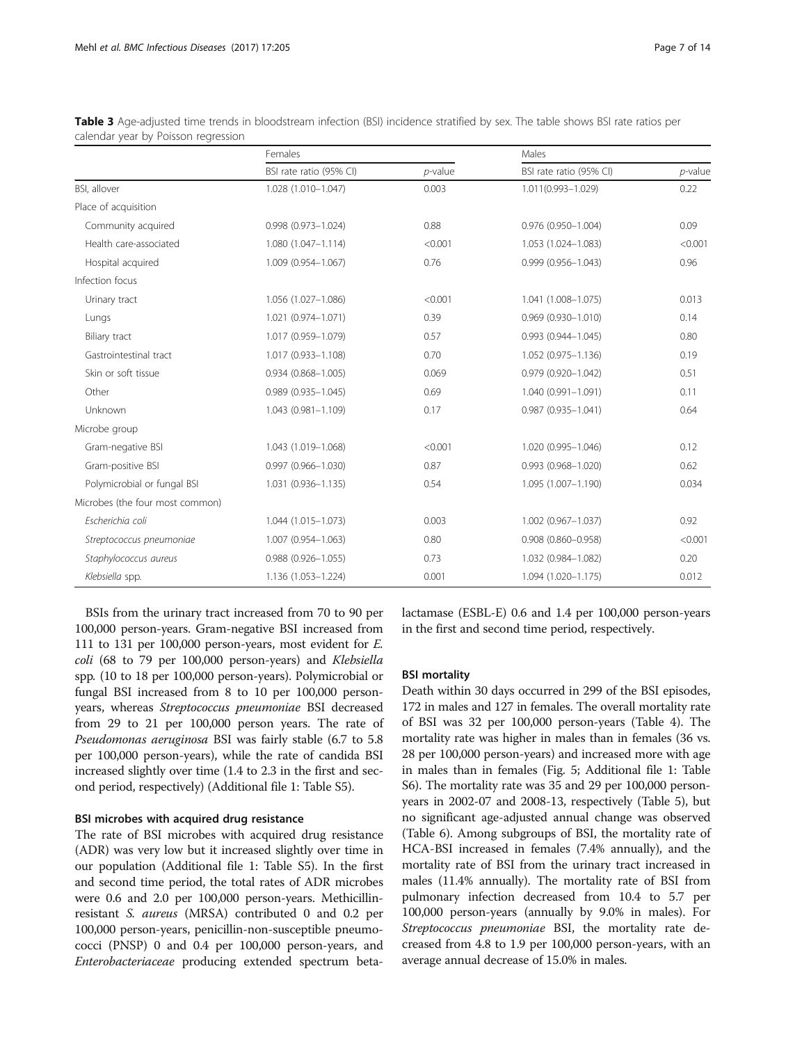**Table 3** Age-adjusted time trends in bloodstream infection (BSI) incidence stratified by sex. The table shows BSI rate ratios per calendar year by Poisson regression

| | Females | | Males | |
|---|---|---|---|---|
| | BSI rate ratio (95% CI) | *p*-value | BSI rate ratio (95% CI) | *p*-value |
| BSI, allover | 1.028 (1.010–1.047) | 0.003 | 1.011(0.993–1.029) | 0.22 |
| Place of acquisition | | | | |
| Community acquired | 0.998 (0.973–1.024) | 0.88 | 0.976 (0.950–1.004) | 0.09 |
| Health care-associated | 1.080 (1.047–1.114) | <0.001 | 1.053 (1.024–1.083) | <0.001 |
| Hospital acquired | 1.009 (0.954–1.067) | 0.76 | 0.999 (0.956–1.043) | 0.96 |
| Infection focus | | | | |
| Urinary tract | 1.056 (1.027–1.086) | <0.001 | 1.041 (1.008–1.075) | 0.013 |
| Lungs | 1.021 (0.974–1.071) | 0.39 | 0.969 (0.930–1.010) | 0.14 |
| Biliary tract | 1.017 (0.959–1.079) | 0.57 | 0.993 (0.944–1.045) | 0.80 |
| Gastrointestinal tract | 1.017 (0.933–1.108) | 0.70 | 1.052 (0.975–1.136) | 0.19 |
| Skin or soft tissue | 0.934 (0.868–1.005) | 0.069 | 0.979 (0.920–1.042) | 0.51 |
| Other | 0.989 (0.935–1.045) | 0.69 | 1.040 (0.991–1.091) | 0.11 |
| Unknown | 1.043 (0.981–1.109) | 0.17 | 0.987 (0.935–1.041) | 0.64 |
| Microbe group | | | | |
| Gram-negative BSI | 1.043 (1.019–1.068) | <0.001 | 1.020 (0.995–1.046) | 0.12 |
| Gram-positive BSI | 0.997 (0.966–1.030) | 0.87 | 0.993 (0.968–1.020) | 0.62 |
| Polymicrobial or fungal BSI | 1.031 (0.936–1.135) | 0.54 | 1.095 (1.007–1.190) | 0.034 |
| Microbes (the four most common) | | | | |
| *Escherichia coli* | 1.044 (1.015–1.073) | 0.003 | 1.002 (0.967–1.037) | 0.92 |
| *Streptococcus pneumoniae* | 1.007 (0.954–1.063) | 0.80 | 0.908 (0.860–0.958) | <0.001 |
| *Staphylococcus aureus* | 0.988 (0.926–1.055) | 0.73 | 1.032 (0.984–1.082) | 0.20 |
| *Klebsiella* spp. | 1.136 (1.053–1.224) | 0.001 | 1.094 (1.020–1.175) | 0.012 |

BSIs from the urinary tract increased from 70 to 90 per 100,000 person-years. Gram-negative BSI increased from 111 to 131 per 100,000 person-years, most evident for *E. coli* (68 to 79 per 100,000 person-years) and *Klebsiella* spp. (10 to 18 per 100,000 person-years). Polymicrobial or fungal BSI increased from 8 to 10 per 100,000 person-years, whereas *Streptococcus pneumoniae* BSI decreased from 29 to 21 per 100,000 person years. The rate of *Pseudomonas aeruginosa* BSI was fairly stable (6.7 to 5.8 per 100,000 person-years), while the rate of candida BSI increased slightly over time (1.4 to 2.3 in the first and second period, respectively) (Additional file 1: Table S5).

### BSI microbes with acquired drug resistance

The rate of BSI microbes with acquired drug resistance (ADR) was very low but it increased slightly over time in our population (Additional file 1: Table S5). In the first and second time period, the total rates of ADR microbes were 0.6 and 2.0 per 100,000 person-years. Methicillin-resistant *S. aureus* (MRSA) contributed 0 and 0.2 per 100,000 person-years, penicillin-non-susceptible pneumococci (PNSP) 0 and 0.4 per 100,000 person-years, and *Enterobacteriaceae* producing extended spectrum beta-lactamase (ESBL-E) 0.6 and 1.4 per 100,000 person-years in the first and second time period, respectively.

### BSI mortality

Death within 30 days occurred in 299 of the BSI episodes, 172 in males and 127 in females. The overall mortality rate of BSI was 32 per 100,000 person-years (Table 4). The mortality rate was higher in males than in females (36 vs. 28 per 100,000 person-years) and increased more with age in males than in females (Fig. 5; Additional file 1: Table S6). The mortality rate was 35 and 29 per 100,000 person-years in 2002-07 and 2008-13, respectively (Table 5), but no significant age-adjusted annual change was observed (Table 6). Among subgroups of BSI, the mortality rate of HCA-BSI increased in females (7.4% annually), and the mortality rate of BSI from the urinary tract increased in males (11.4% annually). The mortality rate of BSI from pulmonary infection decreased from 10.4 to 5.7 per 100,000 person-years (annually by 9.0% in males). For *Streptococcus pneumoniae* BSI, the mortality rate decreased from 4.8 to 1.9 per 100,000 person-years, with an average annual decrease of 15.0% in males.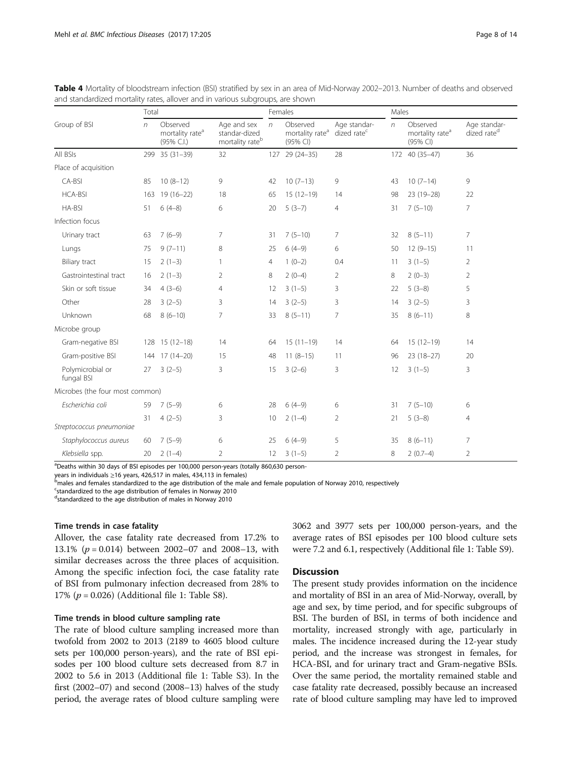**Table 4** Mortality of bloodstream infection (BSI) stratified by sex in an area of Mid-Norway 2002–2013. Number of deaths and observed and standardized mortality rates, allover and in various subgroups, are shown

| Group of BSI | Total | | | Females | | | Males | | |
|---|---|---|---|---|---|---|---|---|---|
| | n | Observed mortality rate[a] (95% C.I.) | Age and sex standar-dized mortality rate[b] | n | Observed mortality rate[a] (95% CI) | Age standar-dized rate[c] | n | Observed mortality rate[a] (95% CI) | Age standar-dized rate[d] |
| All BSIs | 299 | 35 (31–39) | 32 | 127 | 29 (24–35) | 28 | 172 | 40 (35–47) | 36 |
| Place of acquisition | | | | | | | | | |
| CA-BSI | 85 | 10 (8–12) | 9 | 42 | 10 (7–13) | 9 | 43 | 10 (7–14) | 9 |
| HCA-BSI | 163 | 19 (16–22) | 18 | 65 | 15 (12–19) | 14 | 98 | 23 (19–28) | 22 |
| HA-BSI | 51 | 6 (4–8) | 6 | 20 | 5 (3–7) | 4 | 31 | 7 (5–10) | 7 |
| Infection focus | | | | | | | | | |
| Urinary tract | 63 | 7 (6–9) | 7 | 31 | 7 (5–10) | 7 | 32 | 8 (5–11) | 7 |
| Lungs | 75 | 9 (7–11) | 8 | 25 | 6 (4–9) | 6 | 50 | 12 (9–15) | 11 |
| Biliary tract | 15 | 2 (1–3) | 1 | 4 | 1 (0–2) | 0.4 | 11 | 3 (1–5) | 2 |
| Gastrointestinal tract | 16 | 2 (1–3) | 2 | 8 | 2 (0–4) | 2 | 8 | 2 (0–3) | 2 |
| Skin or soft tissue | 34 | 4 (3–6) | 4 | 12 | 3 (1–5) | 3 | 22 | 5 (3–8) | 5 |
| Other | 28 | 3 (2–5) | 3 | 14 | 3 (2–5) | 3 | 14 | 3 (2–5) | 3 |
| Unknown | 68 | 8 (6–10) | 7 | 33 | 8 (5–11) | 7 | 35 | 8 (6–11) | 8 |
| Microbe group | | | | | | | | | |
| Gram-negative BSI | 128 | 15 (12–18) | 14 | 64 | 15 (11–19) | 14 | 64 | 15 (12–19) | 14 |
| Gram-positive BSI | 144 | 17 (14–20) | 15 | 48 | 11 (8–15) | 11 | 96 | 23 (18–27) | 20 |
| Polymicrobial or fungal BSI | 27 | 3 (2–5) | 3 | 15 | 3 (2–6) | 3 | 12 | 3 (1–5) | 3 |
| Microbes (the four most common) | | | | | | | | | |
| *Escherichia coli* | 59 | 7 (5–9) | 6 | 28 | 6 (4–9) | 6 | 31 | 7 (5–10) | 6 |
| *Streptococcus pneumoniae* | 31 | 4 (2–5) | 3 | 10 | 2 (1–4) | 2 | 21 | 5 (3–8) | 4 |
| *Staphylococcus aureus* | 60 | 7 (5–9) | 6 | 25 | 6 (4–9) | 5 | 35 | 8 (6–11) | 7 |
| *Klebsiella* spp. | 20 | 2 (1–4) | 2 | 12 | 3 (1–5) | 2 | 8 | 2 (0.7–4) | 2 |

[a]Deaths within 30 days of BSI episodes per 100,000 person-years (totally 860,630 person-years in individuals ≥16 years, 426,517 in males, 434,113 in females)
[b]males and females standardized to the age distribution of the male and female population of Norway 2010, respectively
[c]standardized to the age distribution of females in Norway 2010
[d]standardized to the age distribution of males in Norway 2010

#### Time trends in case fatality

Allover, the case fatality rate decreased from 17.2% to 13.1% ($p = 0.014$) between 2002–07 and 2008–13, with similar decreases across the three places of acquisition. Among the specific infection foci, the case fatality rate of BSI from pulmonary infection decreased from 28% to 17% ($p = 0.026$) (Additional file 1: Table S8).

#### Time trends in blood culture sampling rate

The rate of blood culture sampling increased more than twofold from 2002 to 2013 (2189 to 4605 blood culture sets per 100,000 person-years), and the rate of BSI episodes per 100 blood culture sets decreased from 8.7 in 2002 to 5.6 in 2013 (Additional file 1: Table S3). In the first (2002–07) and second (2008–13) halves of the study period, the average rates of blood culture sampling were 3062 and 3977 sets per 100,000 person-years, and the average rates of BSI episodes per 100 blood culture sets were 7.2 and 6.1, respectively (Additional file 1: Table S9).

## Discussion

The present study provides information on the incidence and mortality of BSI in an area of Mid-Norway, overall, by age and sex, by time period, and for specific subgroups of BSI. The burden of BSI, in terms of both incidence and mortality, increased strongly with age, particularly in males. The incidence increased during the 12-year study period, and the increase was strongest in females, for HCA-BSI, and for urinary tract and Gram-negative BSIs. Over the same period, the mortality remained stable and case fatality rate decreased, possibly because an increased rate of blood culture sampling may have led to improved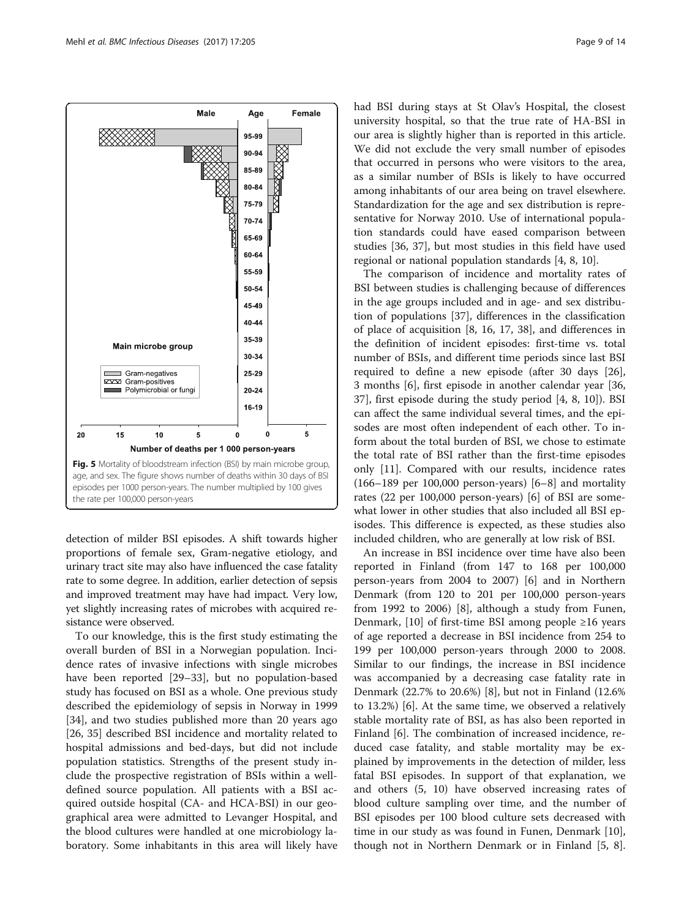Fig. 5 Mortality of bloodstream infection (BSI) by main microbe group, age, and sex. The figure shows number of deaths within 30 days of BSI episodes per 1000 person-years. The number multiplied by 100 gives the rate per 100,000 person-years

detection of milder BSI episodes. A shift towards higher proportions of female sex, Gram-negative etiology, and urinary tract site may also have influenced the case fatality rate to some degree. In addition, earlier detection of sepsis and improved treatment may have had impact. Very low, yet slightly increasing rates of microbes with acquired resistance were observed.

To our knowledge, this is the first study estimating the overall burden of BSI in a Norwegian population. Incidence rates of invasive infections with single microbes have been reported [29–33], but no population-based study has focused on BSI as a whole. One previous study described the epidemiology of sepsis in Norway in 1999 [34], and two studies published more than 20 years ago [26, 35] described BSI incidence and mortality related to hospital admissions and bed-days, but did not include population statistics. Strengths of the present study include the prospective registration of BSIs within a well-defined source population. All patients with a BSI acquired outside hospital (CA- and HCA-BSI) in our geographical area were admitted to Levanger Hospital, and the blood cultures were handled at one microbiology laboratory. Some inhabitants in this area will likely have had BSI during stays at St Olav's Hospital, the closest university hospital, so that the true rate of HA-BSI in our area is slightly higher than is reported in this article. We did not exclude the very small number of episodes that occurred in persons who were visitors to the area, as a similar number of BSIs is likely to have occurred among inhabitants of our area being on travel elsewhere. Standardization for the age and sex distribution is representative for Norway 2010. Use of international population standards could have eased comparison between studies [36, 37], but most studies in this field have used regional or national population standards [4, 8, 10].

The comparison of incidence and mortality rates of BSI between studies is challenging because of differences in the age groups included and in age- and sex distribution of populations [37], differences in the classification of place of acquisition [8, 16, 17, 38], and differences in the definition of incident episodes: first-time vs. total number of BSIs, and different time periods since last BSI required to define a new episode (after 30 days [26], 3 months [6], first episode in another calendar year [36, 37], first episode during the study period [4, 8, 10]). BSI can affect the same individual several times, and the episodes are most often independent of each other. To inform about the total burden of BSI, we chose to estimate the total rate of BSI rather than the first-time episodes only [11]. Compared with our results, incidence rates (166–189 per 100,000 person-years) [6–8] and mortality rates (22 per 100,000 person-years) [6] of BSI are somewhat lower in other studies that also included all BSI episodes. This difference is expected, as these studies also included children, who are generally at low risk of BSI.

An increase in BSI incidence over time have also been reported in Finland (from 147 to 168 per 100,000 person-years from 2004 to 2007) [6] and in Northern Denmark (from 120 to 201 per 100,000 person-years from 1992 to 2006) [8], although a study from Funen, Denmark, [10] of first-time BSI among people ≥16 years of age reported a decrease in BSI incidence from 254 to 199 per 100,000 person-years through 2000 to 2008. Similar to our findings, the increase in BSI incidence was accompanied by a decreasing case fatality rate in Denmark (22.7% to 20.6%) [8], but not in Finland (12.6% to 13.2%) [6]. At the same time, we observed a relatively stable mortality rate of BSI, as has also been reported in Finland [6]. The combination of increased incidence, reduced case fatality, and stable mortality may be explained by improvements in the detection of milder, less fatal BSI episodes. In support of that explanation, we and others (5, 10) have observed increasing rates of blood culture sampling over time, and the number of BSI episodes per 100 blood culture sets decreased with time in our study as was found in Funen, Denmark [10], though not in Northern Denmark or in Finland [5, 8].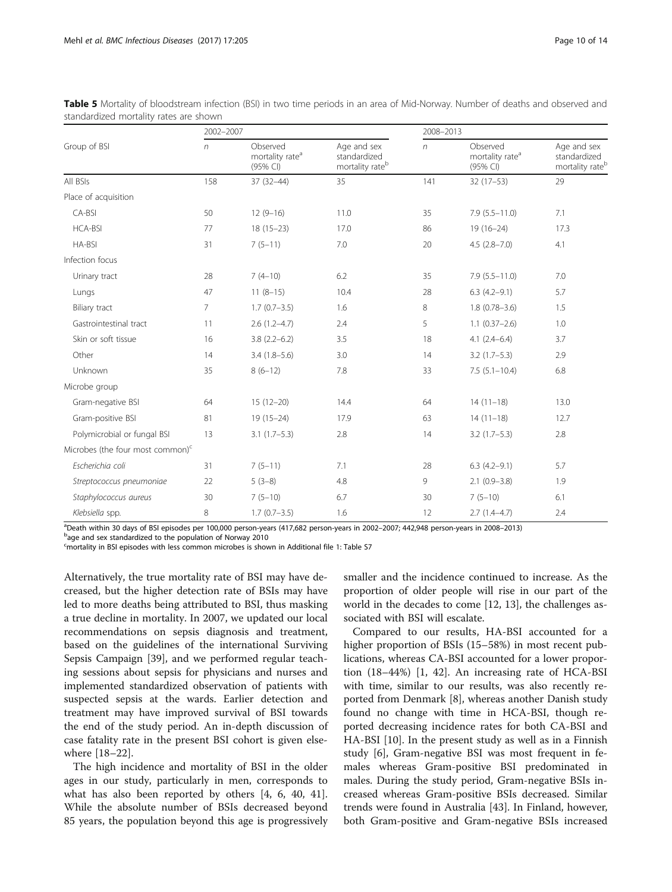**Table 5** Mortality of bloodstream infection (BSI) in two time periods in an area of Mid-Norway. Number of deaths and observed and standardized mortality rates are shown

| Group of BSI | 2002–2007 | | | 2008–2013 | | |
|---|---|---|---|---|---|---|
| | *n* | Observed mortality rate[a] (95% CI) | Age and sex standardized mortality rate[b] | *n* | Observed mortality rate[a] (95% CI) | Age and sex standardized mortality rate[b] |
| All BSIs | 158 | 37 (32–44) | 35 | 141 | 32 (17–53) | 29 |
| Place of acquisition | | | | | | |
| CA-BSI | 50 | 12 (9–16) | 11.0 | 35 | 7.9 (5.5–11.0) | 7.1 |
| HCA-BSI | 77 | 18 (15–23) | 17.0 | 86 | 19 (16–24) | 17.3 |
| HA-BSI | 31 | 7 (5–11) | 7.0 | 20 | 4.5 (2.8–7.0) | 4.1 |
| Infection focus | | | | | | |
| Urinary tract | 28 | 7 (4–10) | 6.2 | 35 | 7.9 (5.5–11.0) | 7.0 |
| Lungs | 47 | 11 (8–15) | 10.4 | 28 | 6.3 (4.2–9.1) | 5.7 |
| Biliary tract | 7 | 1.7 (0.7–3.5) | 1.6 | 8 | 1.8 (0.78–3.6) | 1.5 |
| Gastrointestinal tract | 11 | 2.6 (1.2–4.7) | 2.4 | 5 | 1.1 (0.37–2.6) | 1.0 |
| Skin or soft tissue | 16 | 3.8 (2.2–6.2) | 3.5 | 18 | 4.1 (2.4–6.4) | 3.7 |
| Other | 14 | 3.4 (1.8–5.6) | 3.0 | 14 | 3.2 (1.7–5.3) | 2.9 |
| Unknown | 35 | 8 (6–12) | 7.8 | 33 | 7.5 (5.1–10.4) | 6.8 |
| Microbe group | | | | | | |
| Gram-negative BSI | 64 | 15 (12–20) | 14.4 | 64 | 14 (11–18) | 13.0 |
| Gram-positive BSI | 81 | 19 (15–24) | 17.9 | 63 | 14 (11–18) | 12.7 |
| Polymicrobial or fungal BSI | 13 | 3.1 (1.7–5.3) | 2.8 | 14 | 3.2 (1.7–5.3) | 2.8 |
| Microbes (the four most common)[c] | | | | | | |
| *Escherichia coli* | 31 | 7 (5–11) | 7.1 | 28 | 6.3 (4.2–9.1) | 5.7 |
| *Streptococcus pneumoniae* | 22 | 5 (3–8) | 4.8 | 9 | 2.1 (0.9–3.8) | 1.9 |
| *Staphylococcus aureus* | 30 | 7 (5–10) | 6.7 | 30 | 7 (5–10) | 6.1 |
| *Klebsiella* spp. | 8 | 1.7 (0.7–3.5) | 1.6 | 12 | 2.7 (1.4–4.7) | 2.4 |

[a]Death within 30 days of BSI episodes per 100,000 person-years (417,682 person-years in 2002–2007; 442,948 person-years in 2008–2013)
[b]age and sex standardized to the population of Norway 2010
[c]mortality in BSI episodes with less common microbes is shown in Additional file 1: Table S7

Alternatively, the true mortality rate of BSI may have decreased, but the higher detection rate of BSIs may have led to more deaths being attributed to BSI, thus masking a true decline in mortality. In 2007, we updated our local recommendations on sepsis diagnosis and treatment, based on the guidelines of the international Surviving Sepsis Campaign [39], and we performed regular teaching sessions about sepsis for physicians and nurses and implemented standardized observation of patients with suspected sepsis at the wards. Earlier detection and treatment may have improved survival of BSI towards the end of the study period. An in-depth discussion of case fatality rate in the present BSI cohort is given elsewhere [18–22].

The high incidence and mortality of BSI in the older ages in our study, particularly in men, corresponds to what has also been reported by others [4, 6, 40, 41]. While the absolute number of BSIs decreased beyond 85 years, the population beyond this age is progressively smaller and the incidence continued to increase. As the proportion of older people will rise in our part of the world in the decades to come [12, 13], the challenges associated with BSI will escalate.

Compared to our results, HA-BSI accounted for a higher proportion of BSIs (15–58%) in most recent publications, whereas CA-BSI accounted for a lower proportion (18–44%) [1, 42]. An increasing rate of HCA-BSI with time, similar to our results, was also recently reported from Denmark [8], whereas another Danish study found no change with time in HCA-BSI, though reported decreasing incidence rates for both CA-BSI and HA-BSI [10]. In the present study as well as in a Finnish study [6], Gram-negative BSI was most frequent in females whereas Gram-positive BSI predominated in males. During the study period, Gram-negative BSIs increased whereas Gram-positive BSIs decreased. Similar trends were found in Australia [43]. In Finland, however, both Gram-positive and Gram-negative BSIs increased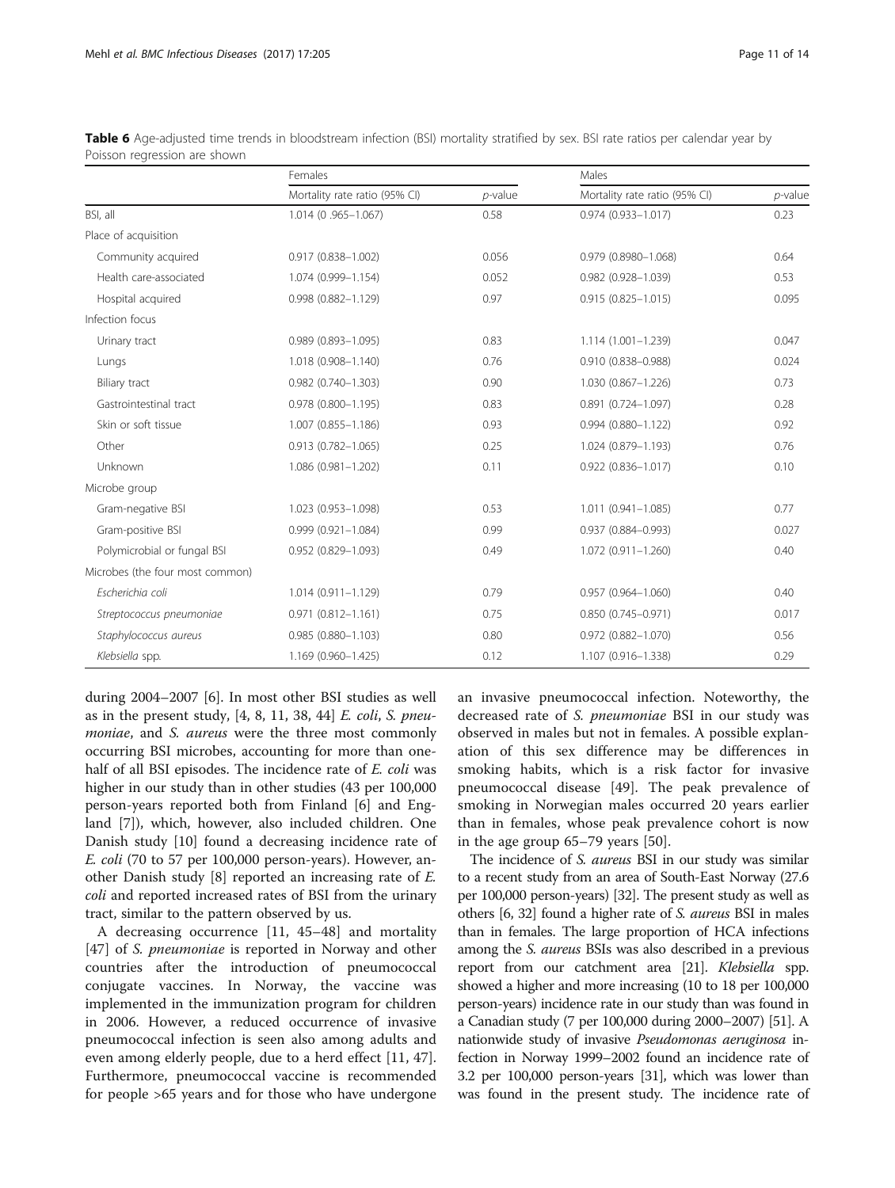**Table 6** Age-adjusted time trends in bloodstream infection (BSI) mortality stratified by sex. BSI rate ratios per calendar year by Poisson regression are shown

| | Females | | Males | |
|---|---|---|---|---|
| | Mortality rate ratio (95% CI) | *p*-value | Mortality rate ratio (95% CI) | *p*-value |
| BSI, all | 1.014 (0 .965–1.067) | 0.58 | 0.974 (0.933–1.017) | 0.23 |
| Place of acquisition | | | | |
| Community acquired | 0.917 (0.838–1.002) | 0.056 | 0.979 (0.8980–1.068) | 0.64 |
| Health care-associated | 1.074 (0.999–1.154) | 0.052 | 0.982 (0.928–1.039) | 0.53 |
| Hospital acquired | 0.998 (0.882–1.129) | 0.97 | 0.915 (0.825–1.015) | 0.095 |
| Infection focus | | | | |
| Urinary tract | 0.989 (0.893–1.095) | 0.83 | 1.114 (1.001–1.239) | 0.047 |
| Lungs | 1.018 (0.908–1.140) | 0.76 | 0.910 (0.838–0.988) | 0.024 |
| Biliary tract | 0.982 (0.740–1.303) | 0.90 | 1.030 (0.867–1.226) | 0.73 |
| Gastrointestinal tract | 0.978 (0.800–1.195) | 0.83 | 0.891 (0.724–1.097) | 0.28 |
| Skin or soft tissue | 1.007 (0.855–1.186) | 0.93 | 0.994 (0.880–1.122) | 0.92 |
| Other | 0.913 (0.782–1.065) | 0.25 | 1.024 (0.879–1.193) | 0.76 |
| Unknown | 1.086 (0.981–1.202) | 0.11 | 0.922 (0.836–1.017) | 0.10 |
| Microbe group | | | | |
| Gram-negative BSI | 1.023 (0.953–1.098) | 0.53 | 1.011 (0.941–1.085) | 0.77 |
| Gram-positive BSI | 0.999 (0.921–1.084) | 0.99 | 0.937 (0.884–0.993) | 0.027 |
| Polymicrobial or fungal BSI | 0.952 (0.829–1.093) | 0.49 | 1.072 (0.911–1.260) | 0.40 |
| Microbes (the four most common) | | | | |
| *Escherichia coli* | 1.014 (0.911–1.129) | 0.79 | 0.957 (0.964–1.060) | 0.40 |
| *Streptococcus pneumoniae* | 0.971 (0.812–1.161) | 0.75 | 0.850 (0.745–0.971) | 0.017 |
| *Staphylococcus aureus* | 0.985 (0.880–1.103) | 0.80 | 0.972 (0.882–1.070) | 0.56 |
| *Klebsiella* spp. | 1.169 (0.960–1.425) | 0.12 | 1.107 (0.916–1.338) | 0.29 |

during 2004–2007 [6]. In most other BSI studies as well as in the present study, [4, 8, 11, 38, 44] *E. coli*, *S. pneumoniae*, and *S. aureus* were the three most commonly occurring BSI microbes, accounting for more than one-half of all BSI episodes. The incidence rate of *E. coli* was higher in our study than in other studies (43 per 100,000 person-years reported both from Finland [6] and England [7]), which, however, also included children. One Danish study [10] found a decreasing incidence rate of *E. coli* (70 to 57 per 100,000 person-years). However, another Danish study [8] reported an increasing rate of *E. coli* and reported increased rates of BSI from the urinary tract, similar to the pattern observed by us.

A decreasing occurrence [11, 45–48] and mortality [47] of *S. pneumoniae* is reported in Norway and other countries after the introduction of pneumococcal conjugate vaccines. In Norway, the vaccine was implemented in the immunization program for children in 2006. However, a reduced occurrence of invasive pneumococcal infection is seen also among adults and even among elderly people, due to a herd effect [11, 47]. Furthermore, pneumococcal vaccine is recommended for people >65 years and for those who have undergone an invasive pneumococcal infection. Noteworthy, the decreased rate of *S. pneumoniae* BSI in our study was observed in males but not in females. A possible explanation of this sex difference may be differences in smoking habits, which is a risk factor for invasive pneumococcal disease [49]. The peak prevalence of smoking in Norwegian males occurred 20 years earlier than in females, whose peak prevalence cohort is now in the age group 65–79 years [50].

The incidence of *S. aureus* BSI in our study was similar to a recent study from an area of South-East Norway (27.6 per 100,000 person-years) [32]. The present study as well as others [6, 32] found a higher rate of *S. aureus* BSI in males than in females. The large proportion of HCA infections among the *S. aureus* BSIs was also described in a previous report from our catchment area [21]. *Klebsiella* spp. showed a higher and more increasing (10 to 18 per 100,000 person-years) incidence rate in our study than was found in a Canadian study (7 per 100,000 during 2000–2007) [51]. A nationwide study of invasive *Pseudomonas aeruginosa* infection in Norway 1999–2002 found an incidence rate of 3.2 per 100,000 person-years [31], which was lower than was found in the present study. The incidence rate of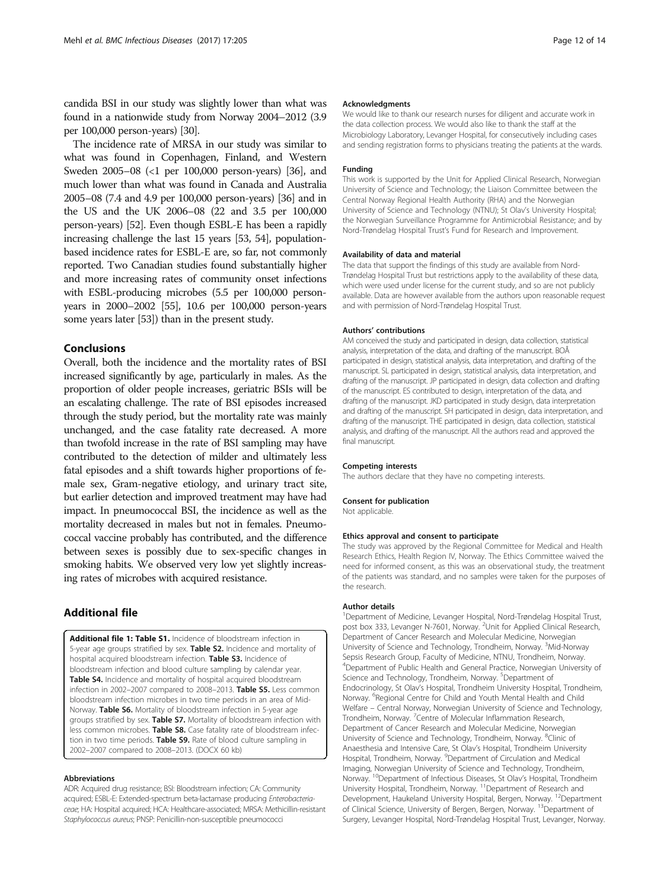candida BSI in our study was slightly lower than what was found in a nationwide study from Norway 2004–2012 (3.9 per 100,000 person-years) [30].

The incidence rate of MRSA in our study was similar to what was found in Copenhagen, Finland, and Western Sweden 2005–08 (<1 per 100,000 person-years) [36], and much lower than what was found in Canada and Australia 2005–08 (7.4 and 4.9 per 100,000 person-years) [36] and in the US and the UK 2006–08 (22 and 3.5 per 100,000 person-years) [52]. Even though ESBL-E has been a rapidly increasing challenge the last 15 years [53, 54], population-based incidence rates for ESBL-E are, so far, not commonly reported. Two Canadian studies found substantially higher and more increasing rates of community onset infections with ESBL-producing microbes (5.5 per 100,000 person-years in 2000–2002 [55], 10.6 per 100,000 person-years some years later [53]) than in the present study.

## Conclusions

Overall, both the incidence and the mortality rates of BSI increased significantly by age, particularly in males. As the proportion of older people increases, geriatric BSIs will be an escalating challenge. The rate of BSI episodes increased through the study period, but the mortality rate was mainly unchanged, and the case fatality rate decreased. A more than twofold increase in the rate of BSI sampling may have contributed to the detection of milder and ultimately less fatal episodes and a shift towards higher proportions of female sex, Gram-negative etiology, and urinary tract site, but earlier detection and improved treatment may have had impact. In pneumococcal BSI, the incidence as well as the mortality decreased in males but not in females. Pneumococcal vaccine probably has contributed, and the difference between sexes is possibly due to sex-specific changes in smoking habits. We observed very low yet slightly increasing rates of microbes with acquired resistance.

## Additional file

**Additional file 1: Table S1.** Incidence of bloodstream infection in 5-year age groups stratified by sex. **Table S2.** Incidence and mortality of hospital acquired bloodstream infection. **Table S3.** Incidence of bloodstream infection and blood culture sampling by calendar year. **Table S4.** Incidence and mortality of hospital acquired bloodstream infection in 2002–2007 compared to 2008–2013. **Table S5.** Less common bloodstream infection microbes in two time periods in an area of Mid-Norway. **Table S6.** Mortality of bloodstream infection in 5-year age groups stratified by sex. **Table S7.** Mortality of bloodstream infection with less common microbes. **Table S8.** Case fatality rate of bloodstream infection in two time periods. **Table S9.** Rate of blood culture sampling in 2002–2007 compared to 2008–2013. (DOCX 60 kb)

### Abbreviations

ADR: Acquired drug resistance; BSI: Bloodstream infection; CA: Community acquired; ESBL-E: Extended-spectrum beta-lactamase producing *Enterobacteriaceae*; HA: Hospital acquired; HCA: Healthcare-associated; MRSA: Methicillin-resistant *Staphylococcus aureus*; PNSP: Penicillin-non-susceptible pneumococci

### Acknowledgments

We would like to thank our research nurses for diligent and accurate work in the data collection process. We would also like to thank the staff at the Microbiology Laboratory, Levanger Hospital, for consecutively including cases and sending registration forms to physicians treating the patients at the wards.

### Funding

This work is supported by the Unit for Applied Clinical Research, Norwegian University of Science and Technology; the Liaison Committee between the Central Norway Regional Health Authority (RHA) and the Norwegian University of Science and Technology (NTNU); St Olav's University Hospital; the Norwegian Surveillance Programme for Antimicrobial Resistance; and by Nord-Trøndelag Hospital Trust's Fund for Research and Improvement.

### Availability of data and material

The data that support the findings of this study are available from Nord-Trøndelag Hospital Trust but restrictions apply to the availability of these data, which were used under license for the current study, and so are not publicly available. Data are however available from the authors upon reasonable request and with permission of Nord-Trøndelag Hospital Trust.

### Authors' contributions

AM conceived the study and participated in design, data collection, statistical analysis, interpretation of the data, and drafting of the manuscript. BOÅ participated in design, statistical analysis, data interpretation, and drafting of the manuscript. SL participated in design, statistical analysis, data interpretation, and drafting of the manuscript. JP participated in design, data collection and drafting of the manuscript. ES contributed to design, interpretation of the data, and drafting of the manuscript. JKD participated in study design, data interpretation and drafting of the manuscript. SH participated in design, data interpretation, and drafting of the manuscript. THE participated in design, data collection, statistical analysis, and drafting of the manuscript. All the authors read and approved the final manuscript.

### Competing interests

The authors declare that they have no competing interests.

### Consent for publication

Not applicable.

### Ethics approval and consent to participate

The study was approved by the Regional Committee for Medical and Health Research Ethics, Health Region IV, Norway. The Ethics Committee waived the need for informed consent, as this was an observational study, the treatment of the patients was standard, and no samples were taken for the purposes of the research.

### Author details

[1]Department of Medicine, Levanger Hospital, Nord-Trøndelag Hospital Trust, post box 333, Levanger N-7601, Norway. [2]Unit for Applied Clinical Research, Department of Cancer Research and Molecular Medicine, Norwegian University of Science and Technology, Trondheim, Norway. [3]Mid-Norway Sepsis Research Group, Faculty of Medicine, NTNU, Trondheim, Norway. [4]Department of Public Health and General Practice, Norwegian University of Science and Technology, Trondheim, Norway. [5]Department of Endocrinology, St Olav's Hospital, Trondheim University Hospital, Trondheim, Norway. [6]Regional Centre for Child and Youth Mental Health and Child Welfare – Central Norway, Norwegian University of Science and Technology, Trondheim, Norway. [7]Centre of Molecular Inflammation Research, Department of Cancer Research and Molecular Medicine, Norwegian University of Science and Technology, Trondheim, Norway. [8]Clinic of Anaesthesia and Intensive Care, St Olav's Hospital, Trondheim University Hospital, Trondheim, Norway. [9]Department of Circulation and Medical Imaging, Norwegian University of Science and Technology, Trondheim, Norway. [10]Department of Infectious Diseases, St Olav's Hospital, Trondheim University Hospital, Trondheim, Norway. [11]Department of Research and Development, Haukeland University Hospital, Bergen, Norway. [12]Department of Clinical Science, University of Bergen, Bergen, Norway. [13]Department of Surgery, Levanger Hospital, Nord-Trøndelag Hospital Trust, Levanger, Norway.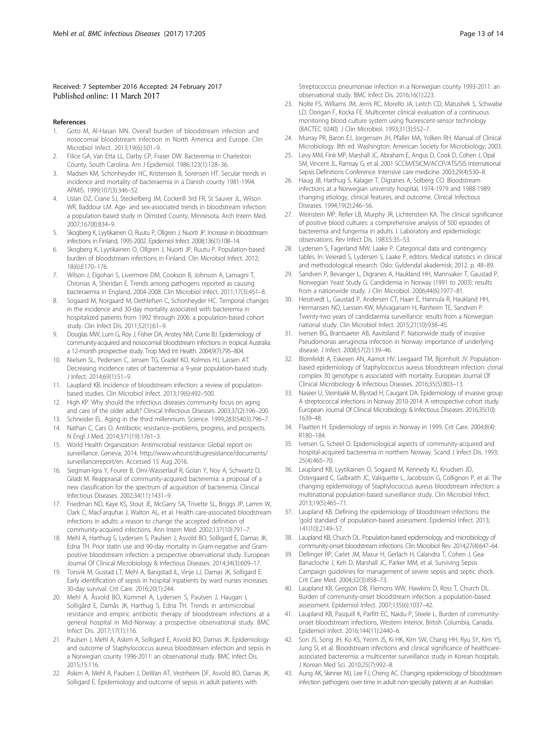Received: 7 September 2016 Accepted: 24 February 2017
Published online: 11 March 2017

## References

1. Goto M, Al-Hasan MN. Overall burden of bloodstream infection and nosocomial bloodstream infection in North America and Europe. Clin Microbiol Infect. 2013;19(6):501–9.
2. Filice GA, Van Etta LL, Darby CP, Fraser DW. Bacteremia in Charleston County, South Carolina. Am J Epidemiol. 1986;123(1):128–36.
3. Madsen KM, Schonheyder HC, Kristensen B, Sorensen HT. Secular trends in incidence and mortality of bacteraemia in a Danish county 1981-1994. APMIS. 1999;107(3):346–52.
4. Uslan DZ, Crane SJ, Steckelberg JM, Cockerill 3rd FR, St Sauver JL, Wilson WR, Baddour LM. Age- and sex-associated trends in bloodstream infection: a population-based study in Olmsted County, Minnesota. Arch Intern Med. 2007;167(8):834–9.
5. Skogberg K, Lyytikainen O, Ruutu P, Ollgren J, Nuorti JP. Increase in bloodstream infections in Finland, 1995-2002. Epidemiol Infect. 2008;136(1):108–14.
6. Skogberg K, Lyytikainen O, Ollgren J, Nuorti JP, Ruutu P. Population-based burden of bloodstream infections in Finland. Clin Microbiol Infect. 2012; 18(6):E170–176.
7. Wilson J, Elgohari S, Livermore DM, Cookson B, Johnson A, Lamagni T, Chronias A, Sheridan E. Trends among pathogens reported as causing bacteraemia in England, 2004-2008. Clin Microbiol Infect. 2011;17(3):451–8.
8. Sogaard M, Norgaard M, Dethlefsen C, Schonheyder HC. Temporal changes in the incidence and 30-day mortality associated with bacteremia in hospitalized patients from 1992 through 2006: a population-based cohort study. Clin Infect Dis. 2011;52(1):61–9.
9. Douglas MW, Lum G, Roy J, Fisher DA, Anstey NM, Currie BJ. Epidemiology of community-acquired and nosocomial bloodstream infections in tropical Australia: a 12-month prospective study. Trop Med Int Health. 2004;9(7):795–804.
10. Nielsen SL, Pedersen C, Jensen TG, Gradel KO, Kolmos HJ, Lassen AT. Decreasing incidence rates of bacteremia: a 9-year population-based study. J Infect. 2014;69(1):51–9.
11. Laupland KB. Incidence of bloodstream infection: a review of population-based studies. Clin Microbiol Infect. 2013;19(6):492–500.
12. High KP. Why should the infectious diseases community focus on aging and care of the older adult? Clinical Infectious Diseases. 2003;37(2):196–200.
13. Schneider EL. Aging in the third millennium. Science. 1999;283(5403):796–7.
14. Nathan C, Cars O. Antibiotic resistance–problems, progress, and prospects. N Engl J Med. 2014;371(19):1761–3.
15. World Health Organization: Antimicrobial resistance: Global report on surveillance. Geneva; 2014. http://www.who.int/drugresistance/documents/surveillancereport/en. Accessed 15 Aug 2016.
16. Siegman-Igra Y, Fourer B, Orni-Wasserlauf R, Golan Y, Noy A, Schwartz D, Giladi M. Reappraisal of community-acquired bacteremia: a proposal of a new classification for the spectrum of acquisition of bacteremia. Clinical Infectious Diseases. 2002;34(11):1431–9.
17. Friedman ND, Kaye KS, Stout JE, McGarry SA, Trivette SL, Briggs JP, Lamm W, Clark C, MacFarquhar J, Walton AL, et al. Health care-associated bloodstream infections in adults: a reason to change the accepted definition of community-acquired infections. Ann Intern Med. 2002;137(10):791–7.
18. Mehl A, Harthug S, Lydersen S, Paulsen J, Asvold BO, Solligard E, Damas JK, Edna TH. Prior statin use and 90-day mortality in Gram-negative and Gram-positive bloodstream infection: a prospective observational study. European Journal Of Clinical Microbiology & Infectious Diseases. 2014;34(3):609–17.
19. Torsvik M, Gustad LT, Mehl A, Bangstad IL, Vinje LJ, Damas JK, Solligard E. Early identification of sepsis in hospital inpatients by ward nurses increases 30-day survival. Crit Care. 2016;20(1):244.
20. Mehl A, Åsvold BO, Kümmel A, Lydersen S, Paulsen J, Haugan I, Solligård E, Damås JK, Harthug S, Edna TH. Trends in antimicrobial resistance and empiric antibiotic therapy of bloodstream infections at a general hospital in Mid-Norway: a prospective observational study. BMC Infect Dis. 2017;17(1):116.
21. Paulsen J, Mehl A, Askim A, Solligard E, Asvold BO, Damas JK. Epidemiology and outcome of Staphylococcus aureus bloodstream infection and sepsis in a Norwegian county 1996-2011: an observational study. BMC Infect Dis. 2015;15:116.
22. Askim A, Mehl A, Paulsen J, DeWan AT, Vestrheim DF, Asvold BO, Damas JK, Solligard E. Epidemiology and outcome of sepsis in adult patients with Streptococcus pneumoniae infection in a Norwegian county 1993-2011: an observational study. BMC Infect Dis. 2016;16(1):223.
23. Nolte FS, Williams JM, Jerris RC, Morello JA, Leitch CD, Matushek S, Schwabe LD, Dorigan F, Kocka FE. Multicenter clinical evaluation of a continuous monitoring blood culture system using fluorescent-sensor technology (BACTEC 9240). J Clin Microbiol. 1993;31(3):552–7.
24. Murray PR, Baron EJ, Jorgensen JH, Pfaller MA, Yolken RH. Manual of Clinical Microbiology. 8th ed. Washington: American Society for Microbiology; 2003.
25. Levy MM, Fink MP, Marshall JC, Abraham E, Angus D, Cook D, Cohen J, Opal SM, Vincent JL, Ramsay G, et al. 2001 SCCM/ESICM/ACCP/ATS/SIS International Sepsis Definitions Conference. Intensive care medicine. 2003;29(4):530–8.
26. Haug JB, Harthug S, Kalager T, Digranes A, Solberg CO. Bloodstream infections at a Norwegian university hospital, 1974-1979 and 1988-1989: changing etiology, clinical features, and outcome. Clinical Infectious Diseases. 1994;19(2):246–56.
27. Weinstein MP, Reller LB, Murphy JR, Lichtenstein KA. The clinical significance of positive blood cultures: a comprehensive analysis of 500 episodes of bacteremia and fungemia in adults. I. Laboratory and epidemiologic observations. Rev Infect Dis. 1983;5:35–53.
28. Lydersen S, Fagerland MW, Laake P. Categorical data and contingency tables. In: Veierød S, Lydersen S, Laake P, editors. Medical statistics in clinical and methodological research. Oslo: Gyldendal akademisk; 2012. p. 48–89.
29. Sandven P, Bevanger L, Digranes A, Haukland HH, Mannsaker T, Gaustad P, Norwegian Yeast Study G. Candidemia in Norway (1991 to 2003): results from a nationwide study. J Clin Microbiol. 2006;44(6):1977–81.
30. Hesstvedt L, Gaustad P, Andersen CT, Haarr E, Hannula R, Haukland HH, Hermansen NO, Larssen KW, Mylvaganam H, Ranheim TE, Sandven P. Twenty-two years of candidaemia surveillance: results from a Norwegian national study. Clin Microbiol Infect. 2015;21(10):938–45.
31. Iversen BG, Brantsaeter AB, Aavitsland P. Nationwide study of invasive Pseudomonas aeruginosa infection in Norway: importance of underlying disease. J Infect. 2008;57(2):139–46.
32. Blomfeldt A, Eskesen AN, Aamot HV, Leegaard TM, Bjornholt JV. Population-based epidemiology of Staphylococcus aureus bloodstream infection: clonal complex 30 genotype is associated with mortality. European Journal Of Clinical Microbiology & Infectious Diseases. 2016;35(5):803–13.
33. Naseer U, Steinbakk M, Blystad H, Caugant DA. Epidemiology of invasive group A streptococcal infections in Norway 2010-2014: A retrospective cohort study. European Journal Of Clinical Microbiology & Infectious Diseases. 2016;35(10): 1639–48.
34. Flaatten H. Epidemiology of sepsis in Norway in 1999. Crit Care. 2004;8(4): R180–184.
35. Iversen G, Scheel O. Epidemiological aspects of community-acquired and hospital-acquired bacteremia in northern Norway. Scand J Infect Dis. 1993; 25(4):465–70.
36. Laupland KB, Lyytikainen O, Sogaard M, Kennedy KJ, Knudsen JD, Ostergaard C, Galbraith JC, Valiquette L, Jacobsson G, Collignon P, et al. The changing epidemiology of Staphylococcus aureus bloodstream infection: a multinational population-based surveillance study. Clin Microbiol Infect. 2013;19(5):465–71.
37. Laupland KB. Defining the epidemiology of bloodstream infections: the 'gold standard' of population-based assessment. Epidemiol Infect. 2013; 141(10):2149–57.
38. Laupland KB, Church DL. Population-based epidemiology and microbiology of community-onset bloodstream infections. Clin Microbiol Rev. 2014;27(4):647–64.
39. Dellinger RP, Carlet JM, Masur H, Gerlach H, Calandra T, Cohen J, Gea-Banacloche J, Keh D, Marshall JC, Parker MM, et al. Surviving Sepsis Campaign guidelines for management of severe sepsis and septic shock. Crit Care Med. 2004;32(3):858–73.
40. Laupland KB, Gregson DB, Flemons WW, Hawkins D, Ross T, Church DL. Burden of community-onset bloodstream infection: a population-based assessment. Epidemiol Infect. 2007;135(6):1037–42.
41. Laupland KB, Pasquill K, Parfitt EC, Naidu P, Steele L. Burden of community-onset bloodstream infections, Western Interior, British Columbia, Canada. Epidemiol Infect. 2016;144(11):2440–6.
42. Son JS, Song JH, Ko KS, Yeom JS, Ki HK, Kim SW, Chang HH, Ryu SY, Kim YS, Jung SI, et al. Bloodstream infections and clinical significance of healthcare-associated bacteremia: a multicenter surveillance study in Korean hospitals. J Korean Med Sci. 2010;25(7):992–8.
43. Aung AK, Skinner MJ, Lee FJ, Cheng AC. Changing epidemiology of bloodstream infection pathogens over time in adult non-specialty patients at an Australian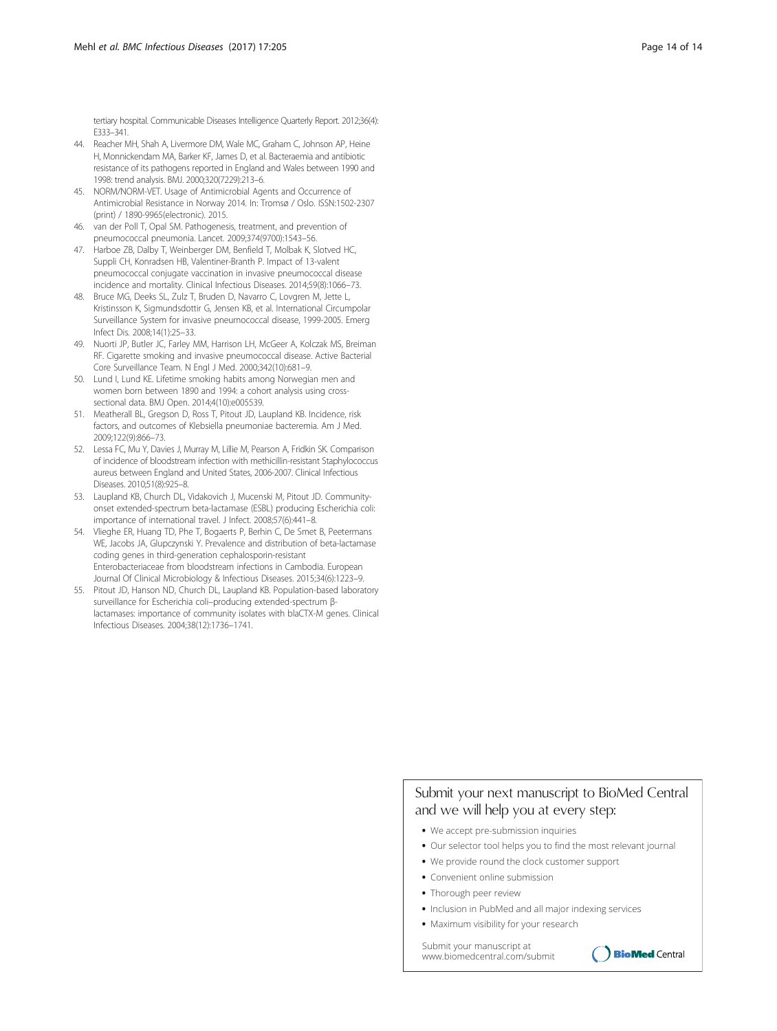tertiary hospital. Communicable Diseases Intelligence Quarterly Report. 2012;36(4): E333–341.

44. Reacher MH, Shah A, Livermore DM, Wale MC, Graham C, Johnson AP, Heine H, Monnickendam MA, Barker KF, James D, et al. Bacteraemia and antibiotic resistance of its pathogens reported in England and Wales between 1990 and 1998: trend analysis. BMJ. 2000;320(7229):213–6.
45. NORM/NORM-VET. Usage of Antimicrobial Agents and Occurrence of Antimicrobial Resistance in Norway 2014. In: Tromsø / Oslo. ISSN:1502-2307 (print) / 1890-9965(electronic). 2015.
46. van der Poll T, Opal SM. Pathogenesis, treatment, and prevention of pneumococcal pneumonia. Lancet. 2009;374(9700):1543–56.
47. Harboe ZB, Dalby T, Weinberger DM, Benfield T, Molbak K, Slotved HC, Suppli CH, Konradsen HB, Valentiner-Branth P. Impact of 13-valent pneumococcal conjugate vaccination in invasive pneumococcal disease incidence and mortality. Clinical Infectious Diseases. 2014;59(8):1066–73.
48. Bruce MG, Deeks SL, Zulz T, Bruden D, Navarro C, Lovgren M, Jette L, Kristinsson K, Sigmundsdottir G, Jensen KB, et al. International Circumpolar Surveillance System for invasive pneumococcal disease, 1999-2005. Emerg Infect Dis. 2008;14(1):25–33.
49. Nuorti JP, Butler JC, Farley MM, Harrison LH, McGeer A, Kolczak MS, Breiman RF. Cigarette smoking and invasive pneumococcal disease. Active Bacterial Core Surveillance Team. N Engl J Med. 2000;342(10):681–9.
50. Lund I, Lund KE. Lifetime smoking habits among Norwegian men and women born between 1890 and 1994: a cohort analysis using cross-sectional data. BMJ Open. 2014;4(10):e005539.
51. Meatherall BL, Gregson D, Ross T, Pitout JD, Laupland KB. Incidence, risk factors, and outcomes of Klebsiella pneumoniae bacteremia. Am J Med. 2009;122(9):866–73.
52. Lessa FC, Mu Y, Davies J, Murray M, Lillie M, Pearson A, Fridkin SK. Comparison of incidence of bloodstream infection with methicillin-resistant Staphylococcus aureus between England and United States, 2006-2007. Clinical Infectious Diseases. 2010;51(8):925–8.
53. Laupland KB, Church DL, Vidakovich J, Mucenski M, Pitout JD. Community-onset extended-spectrum beta-lactamase (ESBL) producing Escherichia coli: importance of international travel. J Infect. 2008;57(6):441–8.
54. Vlieghe ER, Huang TD, Phe T, Bogaerts P, Berhin C, De Smet B, Peetermans WE, Jacobs JA, Glupczynski Y. Prevalence and distribution of beta-lactamase coding genes in third-generation cephalosporin-resistant Enterobacteriaceae from bloodstream infections in Cambodia. European Journal Of Clinical Microbiology & Infectious Diseases. 2015;34(6):1223–9.
55. Pitout JD, Hanson ND, Church DL, Laupland KB. Population-based laboratory surveillance for Escherichia coli–producing extended-spectrum β-lactamases: importance of community isolates with blaCTX-M genes. Clinical Infectious Diseases. 2004;38(12):1736–1741.

Submit your next manuscript to BioMed Central and we will help you at every step:

- We accept pre-submission inquiries
- Our selector tool helps you to find the most relevant journal
- We provide round the clock customer support
- Convenient online submission
- Thorough peer review
- Inclusion in PubMed and all major indexing services
- Maximum visibility for your research

Submit your manuscript at www.biomedcentral.com/submit

BioMed Central